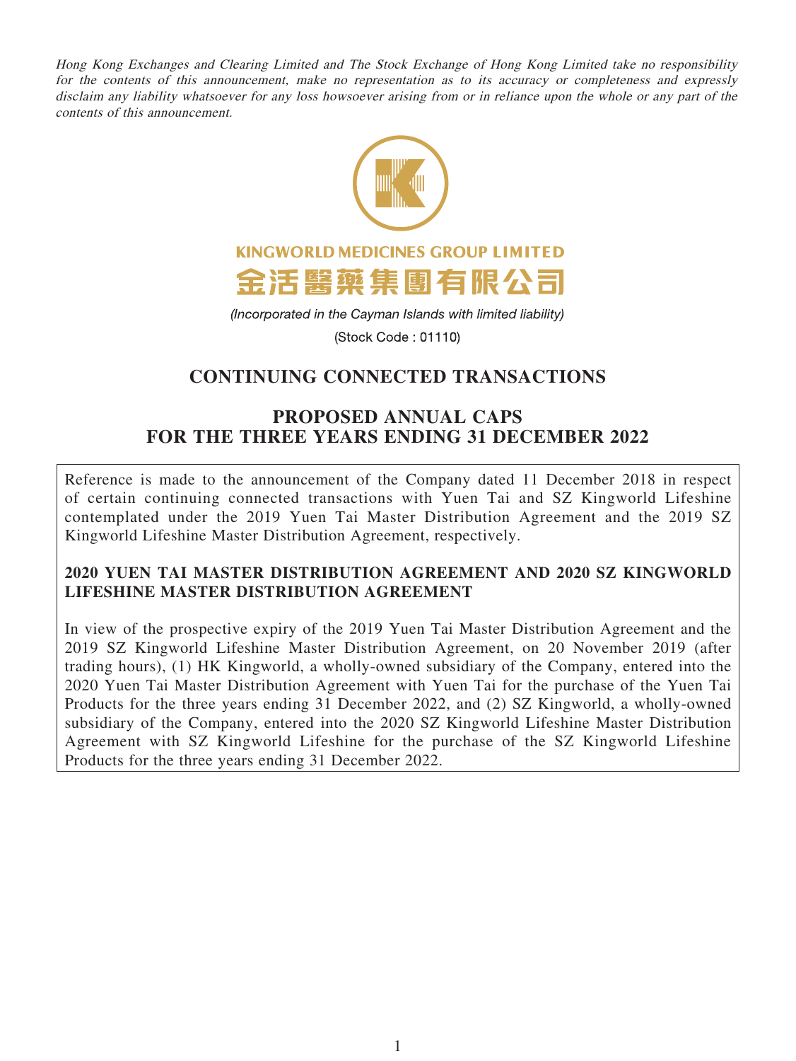*Hong Kong Exchanges and Clearing Limited and The Stock Exchange of Hong Kong Limited take no responsibility for the contents of this announcement, make no representation as to its accuracy or completeness and expressly disclaim any liability whatsoever for any loss howsoever arising from or in reliance upon the whole or any part of the contents of this announcement.*

**KINGWORLD MEDICINES GROUP LIMITED**

**金活醫藥集團有限公司**

*(Incorporated in the Cayman Islands with limited liability)*

(Stock Code : 01110)

# CONTINUING CONNECTED TRANSACTIONS

# PROPOSED ANNUAL CAPS FOR THE THREE YEARS ENDING 31 DECEMBER 2022

Reference is made to the announcement of the Company dated 11 December 2018 in respect of certain continuing connected transactions with Yuen Tai and SZ Kingworld Lifeshine contemplated under the 2019 Yuen Tai Master Distribution Agreement and the 2019 SZ Kingworld Lifeshine Master Distribution Agreement, respectively.

**2020 YUEN TAI MASTER DISTRIBUTION AGREEMENT AND 2020 SZ KINGWORLD LIFESHINE MASTER DISTRIBUTION AGREEMENT**

In view of the prospective expiry of the 2019 Yuen Tai Master Distribution Agreement and the 2019 SZ Kingworld Lifeshine Master Distribution Agreement, on 20 November 2019 (after trading hours), (1) HK Kingworld, a wholly-owned subsidiary of the Company, entered into the 2020 Yuen Tai Master Distribution Agreement with Yuen Tai for the purchase of the Yuen Tai Products for the three years ending 31 December 2022, and (2) SZ Kingworld, a wholly-owned subsidiary of the Company, entered into the 2020 SZ Kingworld Lifeshine Master Distribution Agreement with SZ Kingworld Lifeshine for the purchase of the SZ Kingworld Lifeshine Products for the three years ending 31 December 2022.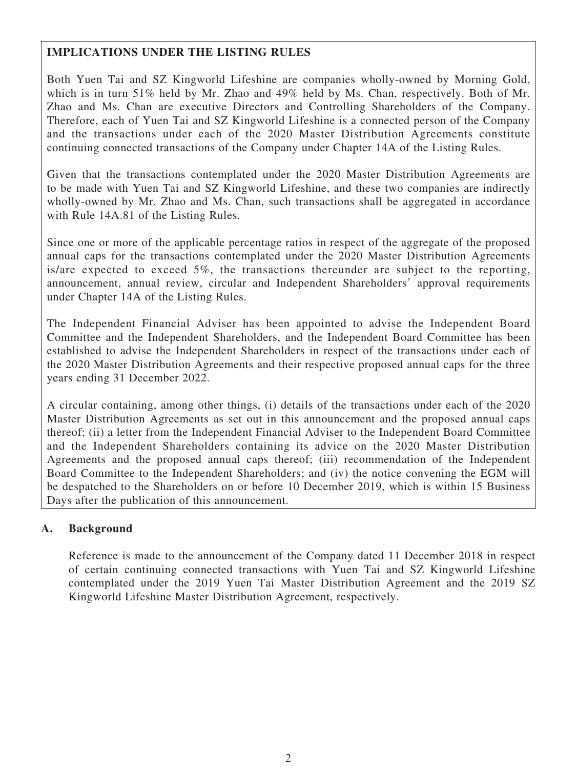**IMPLICATIONS UNDER THE LISTING RULES**

Both Yuen Tai and SZ Kingworld Lifeshine are companies wholly-owned by Morning Gold, which is in turn 51% held by Mr. Zhao and 49% held by Ms. Chan, respectively. Both of Mr. Zhao and Ms. Chan are executive Directors and Controlling Shareholders of the Company. Therefore, each of Yuen Tai and SZ Kingworld Lifeshine is a connected person of the Company and the transactions under each of the 2020 Master Distribution Agreements constitute continuing connected transactions of the Company under Chapter 14A of the Listing Rules.

Given that the transactions contemplated under the 2020 Master Distribution Agreements are to be made with Yuen Tai and SZ Kingworld Lifeshine, and these two companies are indirectly wholly-owned by Mr. Zhao and Ms. Chan, such transactions shall be aggregated in accordance with Rule 14A.81 of the Listing Rules.

Since one or more of the applicable percentage ratios in respect of the aggregate of the proposed annual caps for the transactions contemplated under the 2020 Master Distribution Agreements is/are expected to exceed 5%, the transactions thereunder are subject to the reporting, announcement, annual review, circular and Independent Shareholders' approval requirements under Chapter 14A of the Listing Rules.

The Independent Financial Adviser has been appointed to advise the Independent Board Committee and the Independent Shareholders, and the Independent Board Committee has been established to advise the Independent Shareholders in respect of the transactions under each of the 2020 Master Distribution Agreements and their respective proposed annual caps for the three years ending 31 December 2022.

A circular containing, among other things, (i) details of the transactions under each of the 2020 Master Distribution Agreements as set out in this announcement and the proposed annual caps thereof; (ii) a letter from the Independent Financial Adviser to the Independent Board Committee and the Independent Shareholders containing its advice on the 2020 Master Distribution Agreements and the proposed annual caps thereof; (iii) recommendation of the Independent Board Committee to the Independent Shareholders; and (iv) the notice convening the EGM will be despatched to the Shareholders on or before 10 December 2019, which is within 15 Business Days after the publication of this announcement.

## A. Background

Reference is made to the announcement of the Company dated 11 December 2018 in respect of certain continuing connected transactions with Yuen Tai and SZ Kingworld Lifeshine contemplated under the 2019 Yuen Tai Master Distribution Agreement and the 2019 SZ Kingworld Lifeshine Master Distribution Agreement, respectively.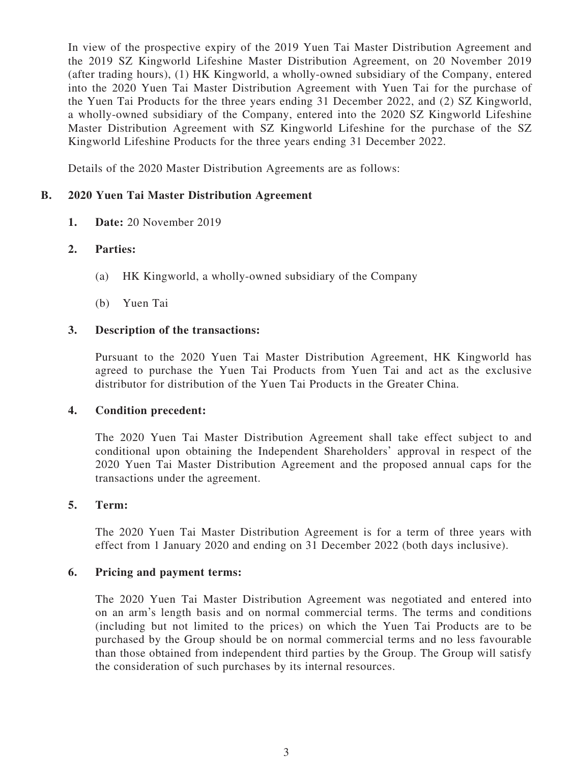In view of the prospective expiry of the 2019 Yuen Tai Master Distribution Agreement and the 2019 SZ Kingworld Lifeshine Master Distribution Agreement, on 20 November 2019 (after trading hours), (1) HK Kingworld, a wholly-owned subsidiary of the Company, entered into the 2020 Yuen Tai Master Distribution Agreement with Yuen Tai for the purchase of the Yuen Tai Products for the three years ending 31 December 2022, and (2) SZ Kingworld, a wholly-owned subsidiary of the Company, entered into the 2020 SZ Kingworld Lifeshine Master Distribution Agreement with SZ Kingworld Lifeshine for the purchase of the SZ Kingworld Lifeshine Products for the three years ending 31 December 2022.

Details of the 2020 Master Distribution Agreements are as follows:

## B. 2020 Yuen Tai Master Distribution Agreement

**1. Date:** 20 November 2019

**2. Parties:**

(a) HK Kingworld, a wholly-owned subsidiary of the Company

(b) Yuen Tai

**3. Description of the transactions:**

Pursuant to the 2020 Yuen Tai Master Distribution Agreement, HK Kingworld has agreed to purchase the Yuen Tai Products from Yuen Tai and act as the exclusive distributor for distribution of the Yuen Tai Products in the Greater China.

**4. Condition precedent:**

The 2020 Yuen Tai Master Distribution Agreement shall take effect subject to and conditional upon obtaining the Independent Shareholders' approval in respect of the 2020 Yuen Tai Master Distribution Agreement and the proposed annual caps for the transactions under the agreement.

**5. Term:**

The 2020 Yuen Tai Master Distribution Agreement is for a term of three years with effect from 1 January 2020 and ending on 31 December 2022 (both days inclusive).

**6. Pricing and payment terms:**

The 2020 Yuen Tai Master Distribution Agreement was negotiated and entered into on an arm's length basis and on normal commercial terms. The terms and conditions (including but not limited to the prices) on which the Yuen Tai Products are to be purchased by the Group should be on normal commercial terms and no less favourable than those obtained from independent third parties by the Group. The Group will satisfy the consideration of such purchases by its internal resources.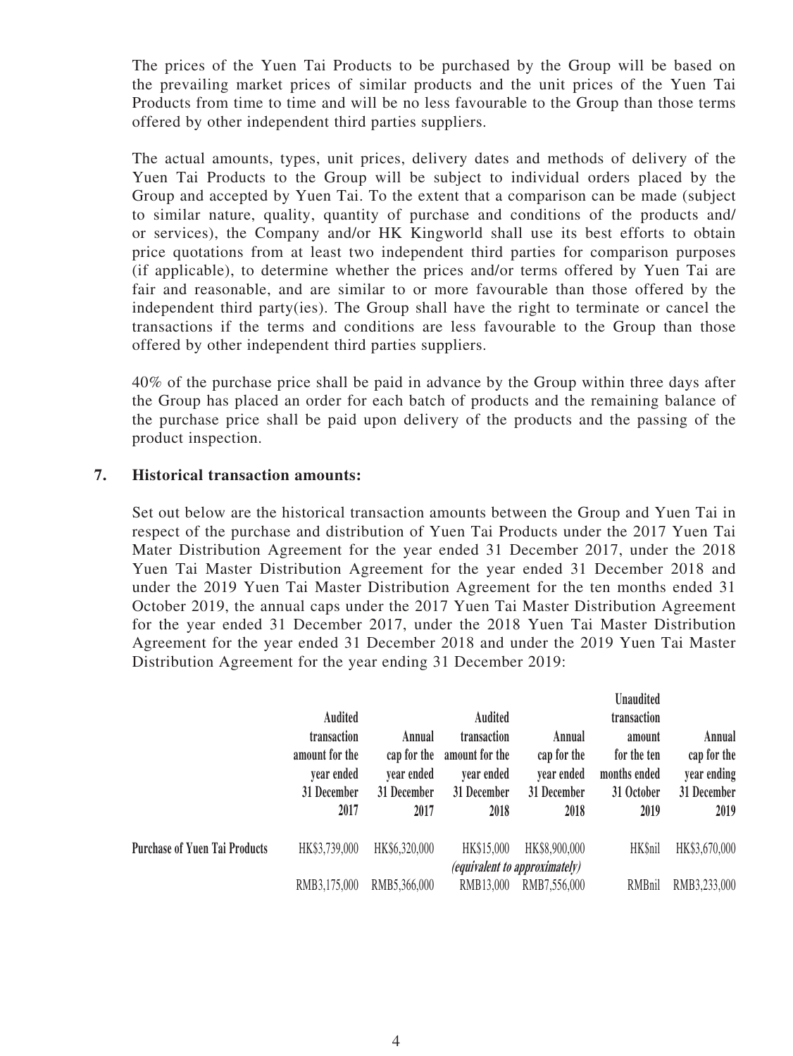The prices of the Yuen Tai Products to be purchased by the Group will be based on the prevailing market prices of similar products and the unit prices of the Yuen Tai Products from time to time and will be no less favourable to the Group than those terms offered by other independent third parties suppliers.

The actual amounts, types, unit prices, delivery dates and methods of delivery of the Yuen Tai Products to the Group will be subject to individual orders placed by the Group and accepted by Yuen Tai. To the extent that a comparison can be made (subject to similar nature, quality, quantity of purchase and conditions of the products and/ or services), the Company and/or HK Kingworld shall use its best efforts to obtain price quotations from at least two independent third parties for comparison purposes (if applicable), to determine whether the prices and/or terms offered by Yuen Tai are fair and reasonable, and are similar to or more favourable than those offered by the independent third party(ies). The Group shall have the right to terminate or cancel the transactions if the terms and conditions are less favourable to the Group than those offered by other independent third parties suppliers.

40% of the purchase price shall be paid in advance by the Group within three days after the Group has placed an order for each batch of products and the remaining balance of the purchase price shall be paid upon delivery of the products and the passing of the product inspection.

**7. Historical transaction amounts:**

Set out below are the historical transaction amounts between the Group and Yuen Tai in respect of the purchase and distribution of Yuen Tai Products under the 2017 Yuen Tai Mater Distribution Agreement for the year ended 31 December 2017, under the 2018 Yuen Tai Master Distribution Agreement for the year ended 31 December 2018 and under the 2019 Yuen Tai Master Distribution Agreement for the ten months ended 31 October 2019, the annual caps under the 2017 Yuen Tai Master Distribution Agreement for the year ended 31 December 2017, under the 2018 Yuen Tai Master Distribution Agreement for the year ended 31 December 2018 and under the 2019 Yuen Tai Master Distribution Agreement for the year ending 31 December 2019:

| | Audited transaction amount for the year ended 31 December 2017 | Annual cap for the year ended 31 December 2017 | Audited transaction amount for the year ended 31 December 2018 | Annual cap for the year ended 31 December 2018 | Unaudited transaction amount for the ten months ended 31 October 2019 | Annual cap for the year ending 31 December 2019 |
|---|---|---|---|---|---|---|
| **Purchase of Yuen Tai Products** | HK$3,739,000 | HK$6,320,000 | HK$15,000 | HK$8,900,000 | HK$nil | HK$3,670,000 |
| | | | *(equivalent to approximately)* | | | |
| | RMB3,175,000 | RMB5,366,000 | RMB13,000 | RMB7,556,000 | RMBnil | RMB3,233,000 |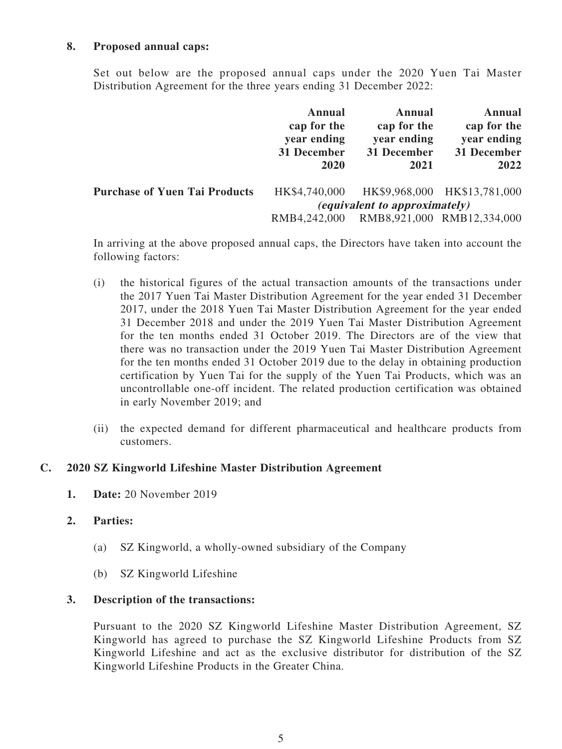**8. Proposed annual caps:**

Set out below are the proposed annual caps under the 2020 Yuen Tai Master Distribution Agreement for the three years ending 31 December 2022:

| | Annual cap for the year ending 31 December 2020 | Annual cap for the year ending 31 December 2021 | Annual cap for the year ending 31 December 2022 |
|---|---|---|---|
| **Purchase of Yuen Tai Products** | HK$4,740,000 | HK$9,968,000 | HK$13,781,000 |
| | | *(equivalent to approximately)* | |
| | RMB4,242,000 | RMB8,921,000 | RMB12,334,000 |

In arriving at the above proposed annual caps, the Directors have taken into account the following factors:

(i) the historical figures of the actual transaction amounts of the transactions under the 2017 Yuen Tai Master Distribution Agreement for the year ended 31 December 2017, under the 2018 Yuen Tai Master Distribution Agreement for the year ended 31 December 2018 and under the 2019 Yuen Tai Master Distribution Agreement for the ten months ended 31 October 2019. The Directors are of the view that there was no transaction under the 2019 Yuen Tai Master Distribution Agreement for the ten months ended 31 October 2019 due to the delay in obtaining production certification by Yuen Tai for the supply of the Yuen Tai Products, which was an uncontrollable one-off incident. The related production certification was obtained in early November 2019; and

(ii) the expected demand for different pharmaceutical and healthcare products from customers.

## C. 2020 SZ Kingworld Lifeshine Master Distribution Agreement

**1. Date:** 20 November 2019

**2. Parties:**

(a) SZ Kingworld, a wholly-owned subsidiary of the Company

(b) SZ Kingworld Lifeshine

**3. Description of the transactions:**

Pursuant to the 2020 SZ Kingworld Lifeshine Master Distribution Agreement, SZ Kingworld has agreed to purchase the SZ Kingworld Lifeshine Products from SZ Kingworld Lifeshine and act as the exclusive distributor for distribution of the SZ Kingworld Lifeshine Products in the Greater China.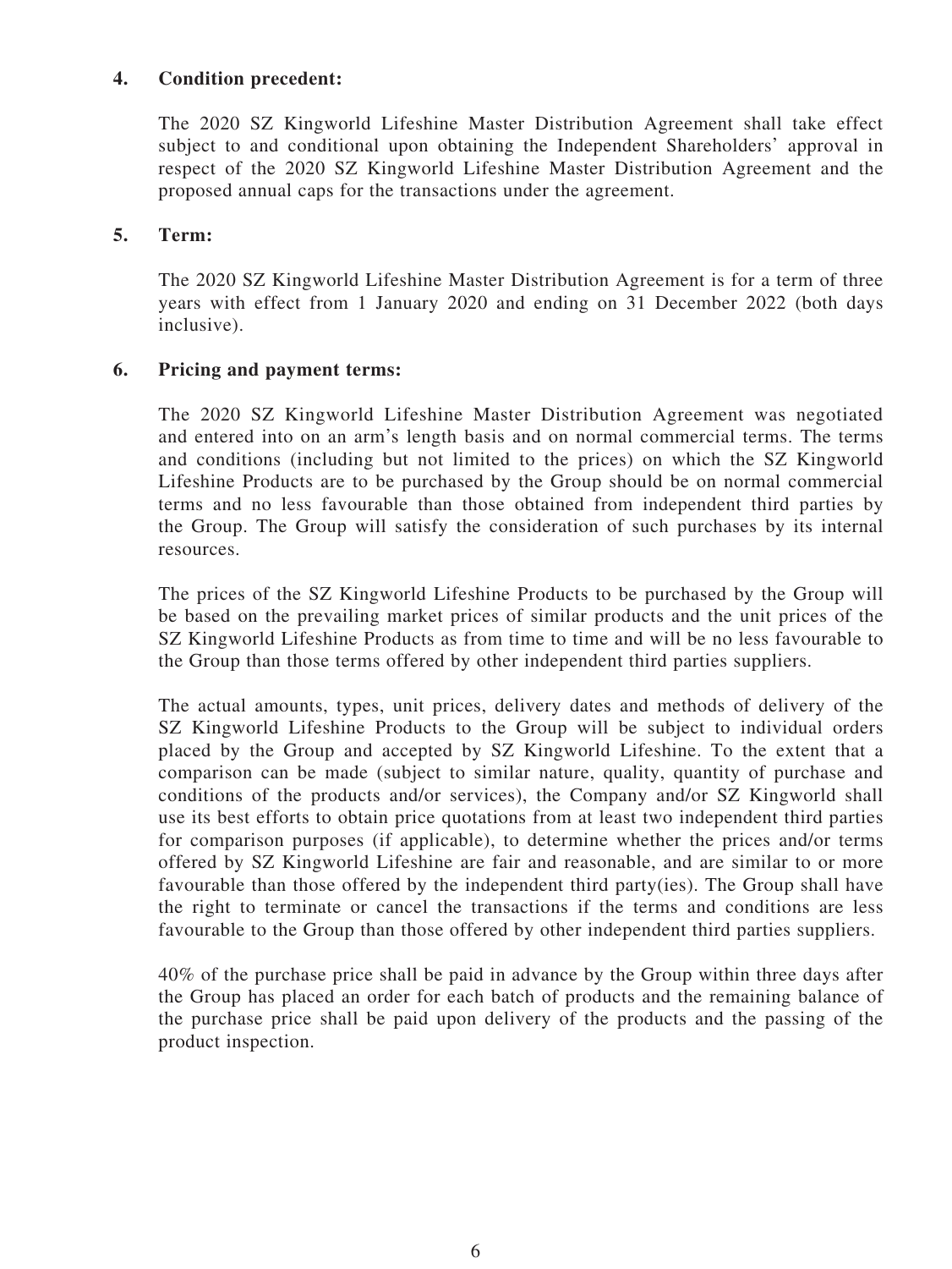**4. Condition precedent:**

The 2020 SZ Kingworld Lifeshine Master Distribution Agreement shall take effect subject to and conditional upon obtaining the Independent Shareholders' approval in respect of the 2020 SZ Kingworld Lifeshine Master Distribution Agreement and the proposed annual caps for the transactions under the agreement.

**5. Term:**

The 2020 SZ Kingworld Lifeshine Master Distribution Agreement is for a term of three years with effect from 1 January 2020 and ending on 31 December 2022 (both days inclusive).

**6. Pricing and payment terms:**

The 2020 SZ Kingworld Lifeshine Master Distribution Agreement was negotiated and entered into on an arm's length basis and on normal commercial terms. The terms and conditions (including but not limited to the prices) on which the SZ Kingworld Lifeshine Products are to be purchased by the Group should be on normal commercial terms and no less favourable than those obtained from independent third parties by the Group. The Group will satisfy the consideration of such purchases by its internal resources.

The prices of the SZ Kingworld Lifeshine Products to be purchased by the Group will be based on the prevailing market prices of similar products and the unit prices of the SZ Kingworld Lifeshine Products as from time to time and will be no less favourable to the Group than those terms offered by other independent third parties suppliers.

The actual amounts, types, unit prices, delivery dates and methods of delivery of the SZ Kingworld Lifeshine Products to the Group will be subject to individual orders placed by the Group and accepted by SZ Kingworld Lifeshine. To the extent that a comparison can be made (subject to similar nature, quality, quantity of purchase and conditions of the products and/or services), the Company and/or SZ Kingworld shall use its best efforts to obtain price quotations from at least two independent third parties for comparison purposes (if applicable), to determine whether the prices and/or terms offered by SZ Kingworld Lifeshine are fair and reasonable, and are similar to or more favourable than those offered by the independent third party(ies). The Group shall have the right to terminate or cancel the transactions if the terms and conditions are less favourable to the Group than those offered by other independent third parties suppliers.

40% of the purchase price shall be paid in advance by the Group within three days after the Group has placed an order for each batch of products and the remaining balance of the purchase price shall be paid upon delivery of the products and the passing of the product inspection.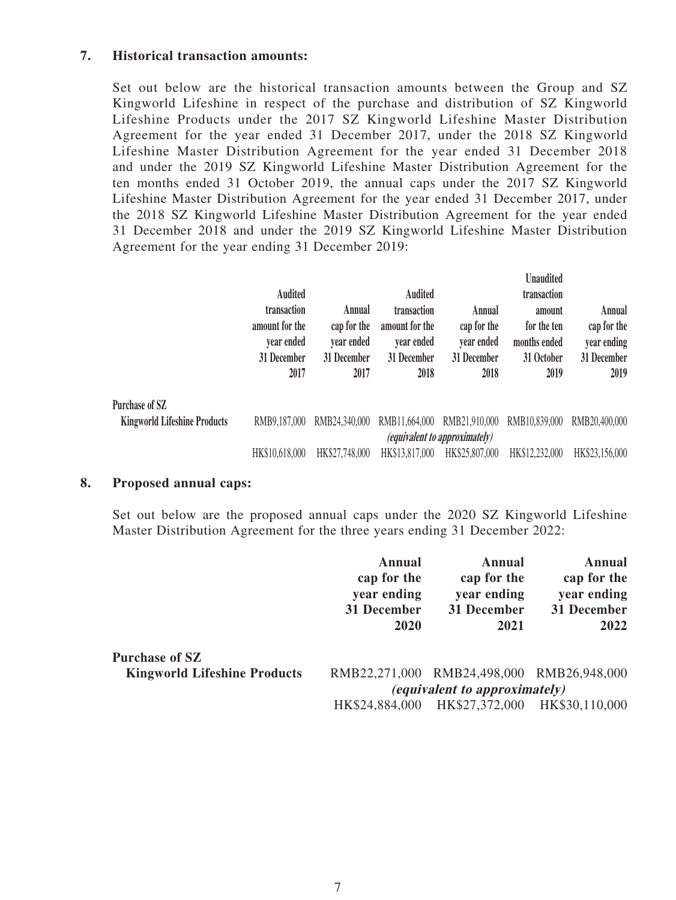**7. Historical transaction amounts:**

Set out below are the historical transaction amounts between the Group and SZ Kingworld Lifeshine in respect of the purchase and distribution of SZ Kingworld Lifeshine Products under the 2017 SZ Kingworld Lifeshine Master Distribution Agreement for the year ended 31 December 2017, under the 2018 SZ Kingworld Lifeshine Master Distribution Agreement for the year ended 31 December 2018 and under the 2019 SZ Kingworld Lifeshine Master Distribution Agreement for the ten months ended 31 October 2019, the annual caps under the 2017 SZ Kingworld Lifeshine Master Distribution Agreement for the year ended 31 December 2017, under the 2018 SZ Kingworld Lifeshine Master Distribution Agreement for the year ended 31 December 2018 and under the 2019 SZ Kingworld Lifeshine Master Distribution Agreement for the year ending 31 December 2019:

| | Audited transaction amount for the year ended 31 December 2017 | Annual cap for the year ended 31 December 2017 | Audited transaction amount for the year ended 31 December 2018 | Annual cap for the year ended 31 December 2018 | Unaudited transaction amount for the ten months ended 31 October 2019 | Annual cap for the year ending 31 December 2019 |
|---|---|---|---|---|---|---|
| **Purchase of SZ Kingworld Lifeshine Products** | RMB9,187,000 | RMB24,340,000 | RMB11,664,000 | RMB21,910,000 | RMB10,839,000 | RMB20,400,000 |
| | | | *(equivalent to approximately)* | | | |
| | HK$10,618,000 | HK$27,748,000 | HK$13,817,000 | HK$25,807,000 | HK$12,232,000 | HK$23,156,000 |

**8. Proposed annual caps:**

Set out below are the proposed annual caps under the 2020 SZ Kingworld Lifeshine Master Distribution Agreement for the three years ending 31 December 2022:

| | Annual cap for the year ending 31 December 2020 | Annual cap for the year ending 31 December 2021 | Annual cap for the year ending 31 December 2022 |
|---|---|---|---|
| **Purchase of SZ Kingworld Lifeshine Products** | RMB22,271,000 | RMB24,498,000 | RMB26,948,000 |
| | | *(equivalent to approximately)* | |
| | HK$24,884,000 | HK$27,372,000 | HK$30,110,000 |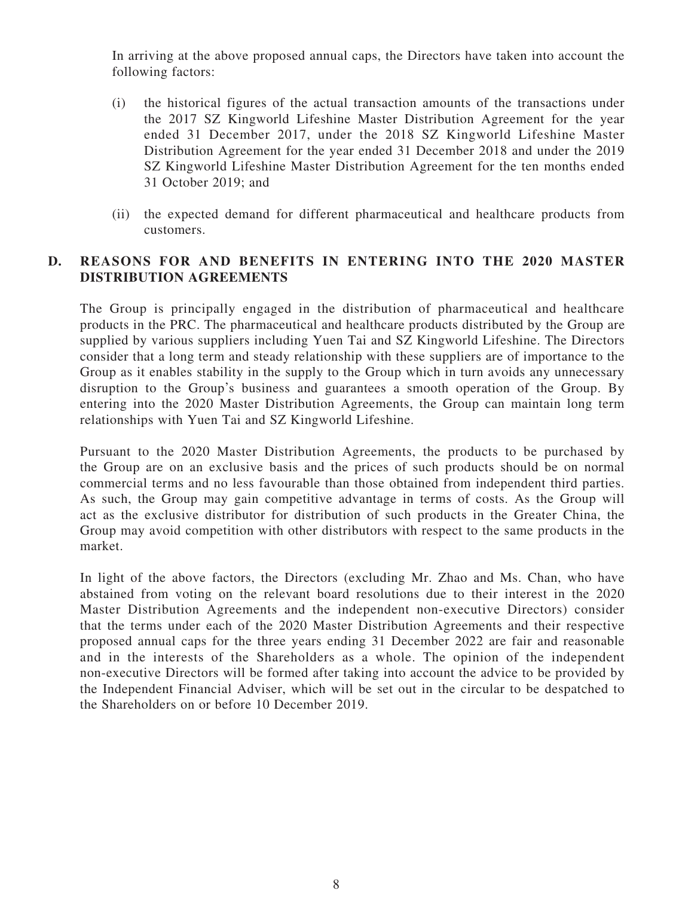In arriving at the above proposed annual caps, the Directors have taken into account the following factors:

(i) the historical figures of the actual transaction amounts of the transactions under the 2017 SZ Kingworld Lifeshine Master Distribution Agreement for the year ended 31 December 2017, under the 2018 SZ Kingworld Lifeshine Master Distribution Agreement for the year ended 31 December 2018 and under the 2019 SZ Kingworld Lifeshine Master Distribution Agreement for the ten months ended 31 October 2019; and

(ii) the expected demand for different pharmaceutical and healthcare products from customers.

## D. REASONS FOR AND BENEFITS IN ENTERING INTO THE 2020 MASTER DISTRIBUTION AGREEMENTS

The Group is principally engaged in the distribution of pharmaceutical and healthcare products in the PRC. The pharmaceutical and healthcare products distributed by the Group are supplied by various suppliers including Yuen Tai and SZ Kingworld Lifeshine. The Directors consider that a long term and steady relationship with these suppliers are of importance to the Group as it enables stability in the supply to the Group which in turn avoids any unnecessary disruption to the Group's business and guarantees a smooth operation of the Group. By entering into the 2020 Master Distribution Agreements, the Group can maintain long term relationships with Yuen Tai and SZ Kingworld Lifeshine.

Pursuant to the 2020 Master Distribution Agreements, the products to be purchased by the Group are on an exclusive basis and the prices of such products should be on normal commercial terms and no less favourable than those obtained from independent third parties. As such, the Group may gain competitive advantage in terms of costs. As the Group will act as the exclusive distributor for distribution of such products in the Greater China, the Group may avoid competition with other distributors with respect to the same products in the market.

In light of the above factors, the Directors (excluding Mr. Zhao and Ms. Chan, who have abstained from voting on the relevant board resolutions due to their interest in the 2020 Master Distribution Agreements and the independent non-executive Directors) consider that the terms under each of the 2020 Master Distribution Agreements and their respective proposed annual caps for the three years ending 31 December 2022 are fair and reasonable and in the interests of the Shareholders as a whole. The opinion of the independent non-executive Directors will be formed after taking into account the advice to be provided by the Independent Financial Adviser, which will be set out in the circular to be despatched to the Shareholders on or before 10 December 2019.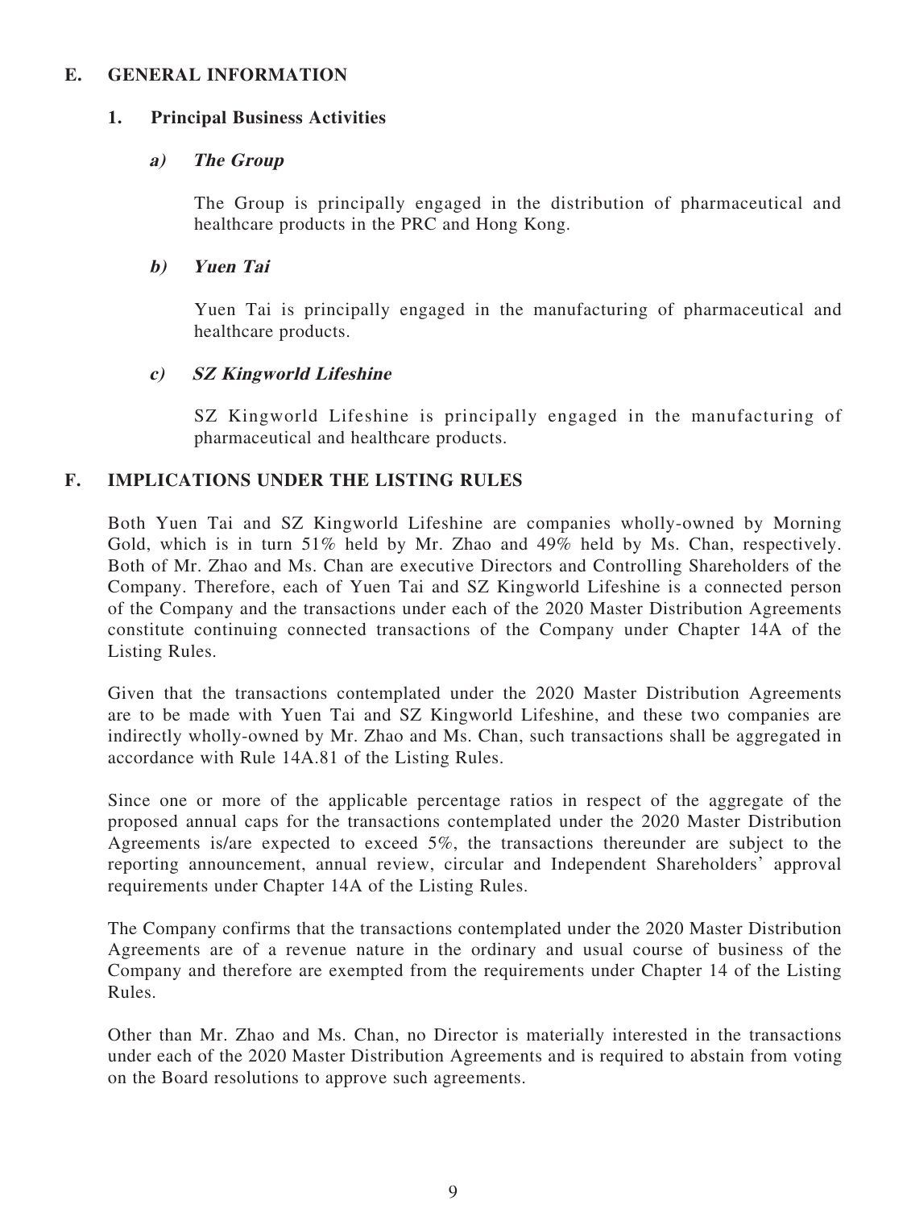## E. GENERAL INFORMATION

### 1. Principal Business Activities

#### *a) The Group*

The Group is principally engaged in the distribution of pharmaceutical and healthcare products in the PRC and Hong Kong.

#### *b) Yuen Tai*

Yuen Tai is principally engaged in the manufacturing of pharmaceutical and healthcare products.

#### *c) SZ Kingworld Lifeshine*

SZ Kingworld Lifeshine is principally engaged in the manufacturing of pharmaceutical and healthcare products.

## F. IMPLICATIONS UNDER THE LISTING RULES

Both Yuen Tai and SZ Kingworld Lifeshine are companies wholly-owned by Morning Gold, which is in turn 51% held by Mr. Zhao and 49% held by Ms. Chan, respectively. Both of Mr. Zhao and Ms. Chan are executive Directors and Controlling Shareholders of the Company. Therefore, each of Yuen Tai and SZ Kingworld Lifeshine is a connected person of the Company and the transactions under each of the 2020 Master Distribution Agreements constitute continuing connected transactions of the Company under Chapter 14A of the Listing Rules.

Given that the transactions contemplated under the 2020 Master Distribution Agreements are to be made with Yuen Tai and SZ Kingworld Lifeshine, and these two companies are indirectly wholly-owned by Mr. Zhao and Ms. Chan, such transactions shall be aggregated in accordance with Rule 14A.81 of the Listing Rules.

Since one or more of the applicable percentage ratios in respect of the aggregate of the proposed annual caps for the transactions contemplated under the 2020 Master Distribution Agreements is/are expected to exceed 5%, the transactions thereunder are subject to the reporting announcement, annual review, circular and Independent Shareholders' approval requirements under Chapter 14A of the Listing Rules.

The Company confirms that the transactions contemplated under the 2020 Master Distribution Agreements are of a revenue nature in the ordinary and usual course of business of the Company and therefore are exempted from the requirements under Chapter 14 of the Listing Rules.

Other than Mr. Zhao and Ms. Chan, no Director is materially interested in the transactions under each of the 2020 Master Distribution Agreements and is required to abstain from voting on the Board resolutions to approve such agreements.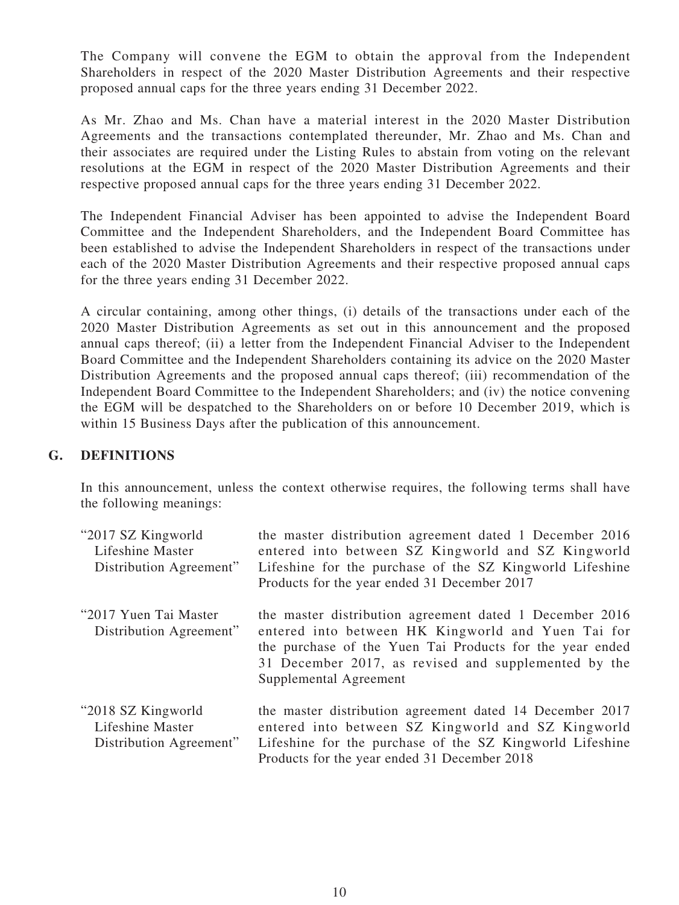The Company will convene the EGM to obtain the approval from the Independent Shareholders in respect of the 2020 Master Distribution Agreements and their respective proposed annual caps for the three years ending 31 December 2022.

As Mr. Zhao and Ms. Chan have a material interest in the 2020 Master Distribution Agreements and the transactions contemplated thereunder, Mr. Zhao and Ms. Chan and their associates are required under the Listing Rules to abstain from voting on the relevant resolutions at the EGM in respect of the 2020 Master Distribution Agreements and their respective proposed annual caps for the three years ending 31 December 2022.

The Independent Financial Adviser has been appointed to advise the Independent Board Committee and the Independent Shareholders, and the Independent Board Committee has been established to advise the Independent Shareholders in respect of the transactions under each of the 2020 Master Distribution Agreements and their respective proposed annual caps for the three years ending 31 December 2022.

A circular containing, among other things, (i) details of the transactions under each of the 2020 Master Distribution Agreements as set out in this announcement and the proposed annual caps thereof; (ii) a letter from the Independent Financial Adviser to the Independent Board Committee and the Independent Shareholders containing its advice on the 2020 Master Distribution Agreements and the proposed annual caps thereof; (iii) recommendation of the Independent Board Committee to the Independent Shareholders; and (iv) the notice convening the EGM will be despatched to the Shareholders on or before 10 December 2019, which is within 15 Business Days after the publication of this announcement.

## G. DEFINITIONS

In this announcement, unless the context otherwise requires, the following terms shall have the following meanings:

| | |
|---|---|
| "2017 SZ Kingworld Lifeshine Master Distribution Agreement" | the master distribution agreement dated 1 December 2016 entered into between SZ Kingworld and SZ Kingworld Lifeshine for the purchase of the SZ Kingworld Lifeshine Products for the year ended 31 December 2017 |
| "2017 Yuen Tai Master Distribution Agreement" | the master distribution agreement dated 1 December 2016 entered into between HK Kingworld and Yuen Tai for the purchase of the Yuen Tai Products for the year ended 31 December 2017, as revised and supplemented by the Supplemental Agreement |
| "2018 SZ Kingworld Lifeshine Master Distribution Agreement" | the master distribution agreement dated 14 December 2017 entered into between SZ Kingworld and SZ Kingworld Lifeshine for the purchase of the SZ Kingworld Lifeshine Products for the year ended 31 December 2018 |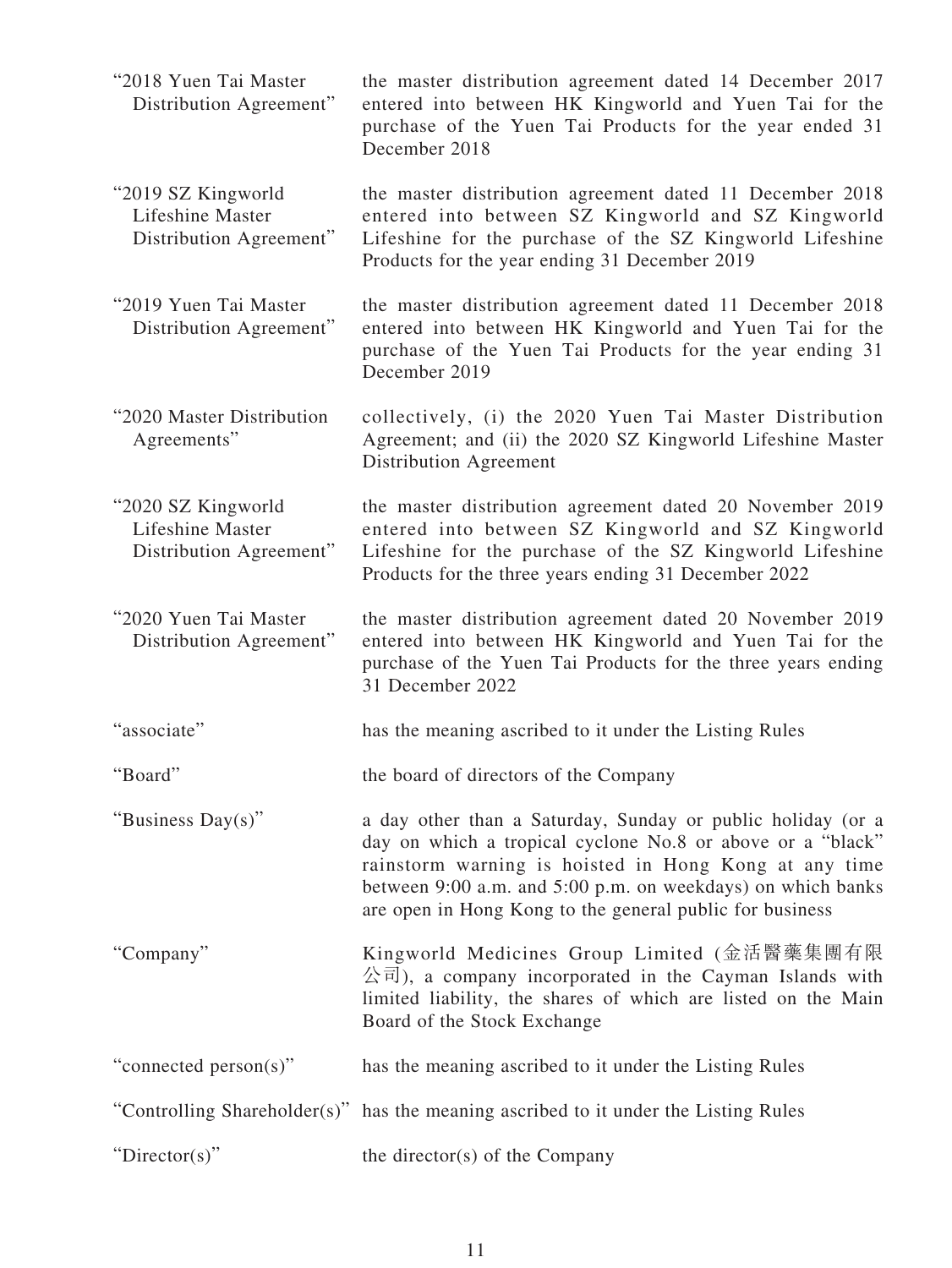| | |
|---|---|
| "2018 Yuen Tai Master Distribution Agreement" | the master distribution agreement dated 14 December 2017 entered into between HK Kingworld and Yuen Tai for the purchase of the Yuen Tai Products for the year ended 31 December 2018 |
| "2019 SZ Kingworld Lifeshine Master Distribution Agreement" | the master distribution agreement dated 11 December 2018 entered into between SZ Kingworld and SZ Kingworld Lifeshine for the purchase of the SZ Kingworld Lifeshine Products for the year ending 31 December 2019 |
| "2019 Yuen Tai Master Distribution Agreement" | the master distribution agreement dated 11 December 2018 entered into between HK Kingworld and Yuen Tai for the purchase of the Yuen Tai Products for the year ending 31 December 2019 |
| "2020 Master Distribution Agreements" | collectively, (i) the 2020 Yuen Tai Master Distribution Agreement; and (ii) the 2020 SZ Kingworld Lifeshine Master Distribution Agreement |
| "2020 SZ Kingworld Lifeshine Master Distribution Agreement" | the master distribution agreement dated 20 November 2019 entered into between SZ Kingworld and SZ Kingworld Lifeshine for the purchase of the SZ Kingworld Lifeshine Products for the three years ending 31 December 2022 |
| "2020 Yuen Tai Master Distribution Agreement" | the master distribution agreement dated 20 November 2019 entered into between HK Kingworld and Yuen Tai for the purchase of the Yuen Tai Products for the three years ending 31 December 2022 |
| "associate" | has the meaning ascribed to it under the Listing Rules |
| "Board" | the board of directors of the Company |
| "Business Day(s)" | a day other than a Saturday, Sunday or public holiday (or a day on which a tropical cyclone No.8 or above or a "black" rainstorm warning is hoisted in Hong Kong at any time between 9:00 a.m. and 5:00 p.m. on weekdays) on which banks are open in Hong Kong to the general public for business |
| "Company" | Kingworld Medicines Group Limited (金活醫藥集團有限公司), a company incorporated in the Cayman Islands with limited liability, the shares of which are listed on the Main Board of the Stock Exchange |
| "connected person(s)" | has the meaning ascribed to it under the Listing Rules |
| "Controlling Shareholder(s)" | has the meaning ascribed to it under the Listing Rules |
| "Director(s)" | the director(s) of the Company |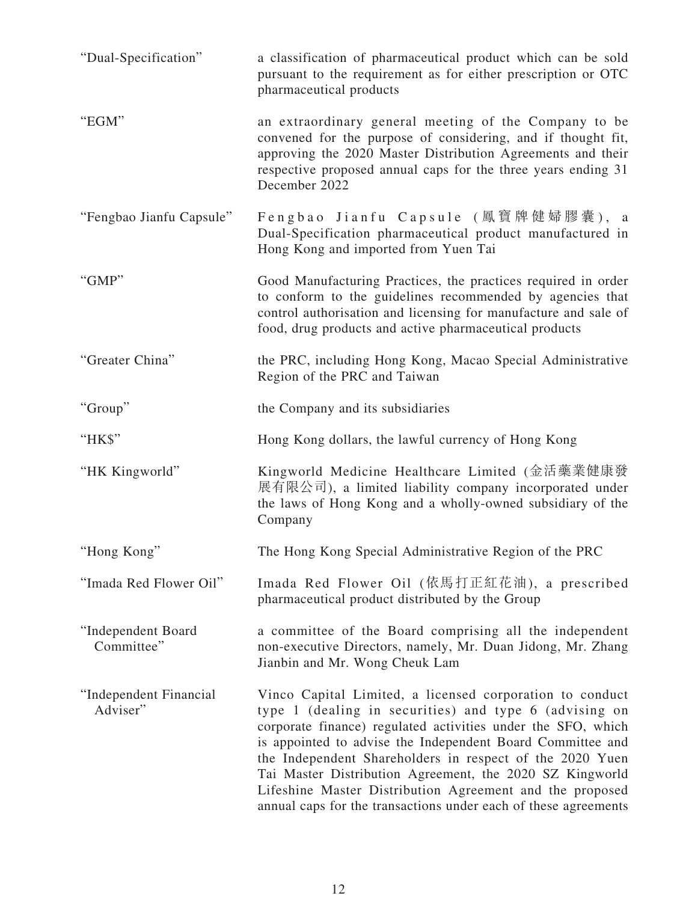| | |
|---|---|
| "Dual-Specification" | a classification of pharmaceutical product which can be sold pursuant to the requirement as for either prescription or OTC pharmaceutical products |
| "EGM" | an extraordinary general meeting of the Company to be convened for the purpose of considering, and if thought fit, approving the 2020 Master Distribution Agreements and their respective proposed annual caps for the three years ending 31 December 2022 |
| "Fengbao Jianfu Capsule" | Fengbao Jianfu Capsule (鳳寶牌健婦膠囊), a Dual-Specification pharmaceutical product manufactured in Hong Kong and imported from Yuen Tai |
| "GMP" | Good Manufacturing Practices, the practices required in order to conform to the guidelines recommended by agencies that control authorisation and licensing for manufacture and sale of food, drug products and active pharmaceutical products |
| "Greater China" | the PRC, including Hong Kong, Macao Special Administrative Region of the PRC and Taiwan |
| "Group" | the Company and its subsidiaries |
| "HK$" | Hong Kong dollars, the lawful currency of Hong Kong |
| "HK Kingworld" | Kingworld Medicine Healthcare Limited (金活藥業健康發展有限公司), a limited liability company incorporated under the laws of Hong Kong and a wholly-owned subsidiary of the Company |
| "Hong Kong" | The Hong Kong Special Administrative Region of the PRC |
| "Imada Red Flower Oil" | Imada Red Flower Oil (依馬打正紅花油), a prescribed pharmaceutical product distributed by the Group |
| "Independent Board Committee" | a committee of the Board comprising all the independent non-executive Directors, namely, Mr. Duan Jidong, Mr. Zhang Jianbin and Mr. Wong Cheuk Lam |
| "Independent Financial Adviser" | Vinco Capital Limited, a licensed corporation to conduct type 1 (dealing in securities) and type 6 (advising on corporate finance) regulated activities under the SFO, which is appointed to advise the Independent Board Committee and the Independent Shareholders in respect of the 2020 Yuen Tai Master Distribution Agreement, the 2020 SZ Kingworld Lifeshine Master Distribution Agreement and the proposed annual caps for the transactions under each of these agreements |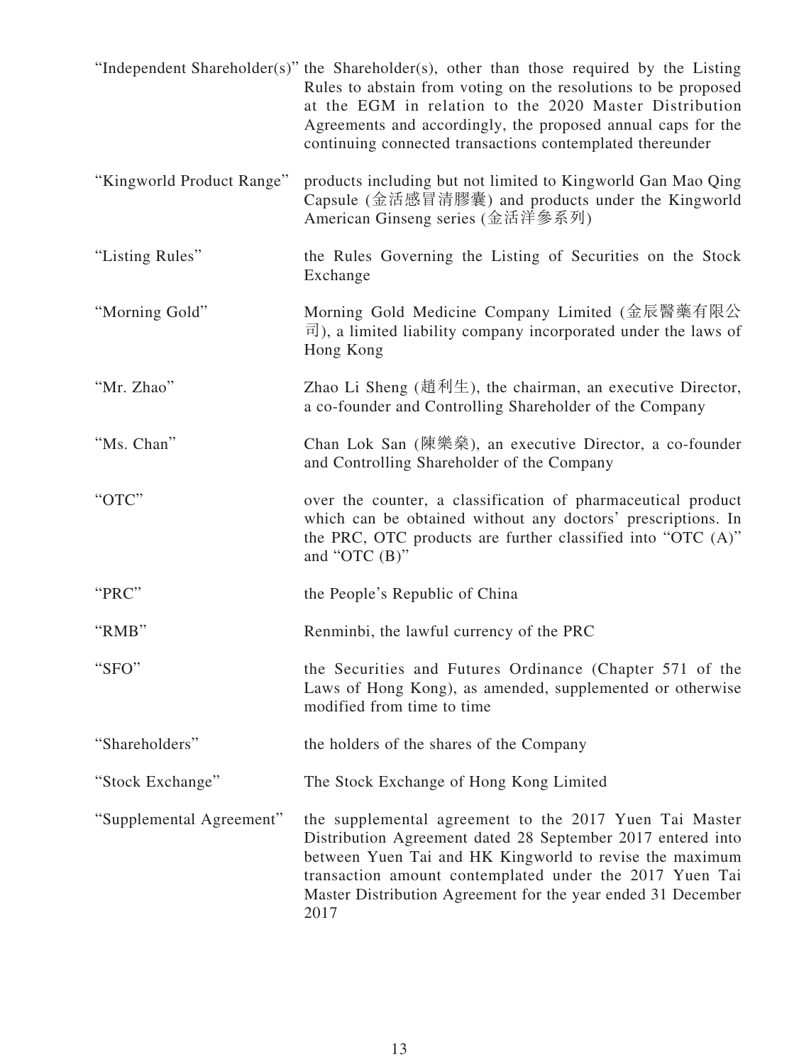| | |
|---|---|
| "Independent Shareholder(s)" | the Shareholder(s), other than those required by the Listing Rules to abstain from voting on the resolutions to be proposed at the EGM in relation to the 2020 Master Distribution Agreements and accordingly, the proposed annual caps for the continuing connected transactions contemplated thereunder |
| "Kingworld Product Range" | products including but not limited to Kingworld Gan Mao Qing Capsule (金活感冒清膠囊) and products under the Kingworld American Ginseng series (金活洋參系列) |
| "Listing Rules" | the Rules Governing the Listing of Securities on the Stock Exchange |
| "Morning Gold" | Morning Gold Medicine Company Limited (金辰醫藥有限公司), a limited liability company incorporated under the laws of Hong Kong |
| "Mr. Zhao" | Zhao Li Sheng (趙利生), the chairman, an executive Director, a co-founder and Controlling Shareholder of the Company |
| "Ms. Chan" | Chan Lok San (陳樂燊), an executive Director, a co-founder and Controlling Shareholder of the Company |
| "OTC" | over the counter, a classification of pharmaceutical product which can be obtained without any doctors' prescriptions. In the PRC, OTC products are further classified into "OTC (A)" and "OTC (B)" |
| "PRC" | the People's Republic of China |
| "RMB" | Renminbi, the lawful currency of the PRC |
| "SFO" | the Securities and Futures Ordinance (Chapter 571 of the Laws of Hong Kong), as amended, supplemented or otherwise modified from time to time |
| "Shareholders" | the holders of the shares of the Company |
| "Stock Exchange" | The Stock Exchange of Hong Kong Limited |
| "Supplemental Agreement" | the supplemental agreement to the 2017 Yuen Tai Master Distribution Agreement dated 28 September 2017 entered into between Yuen Tai and HK Kingworld to revise the maximum transaction amount contemplated under the 2017 Yuen Tai Master Distribution Agreement for the year ended 31 December 2017 |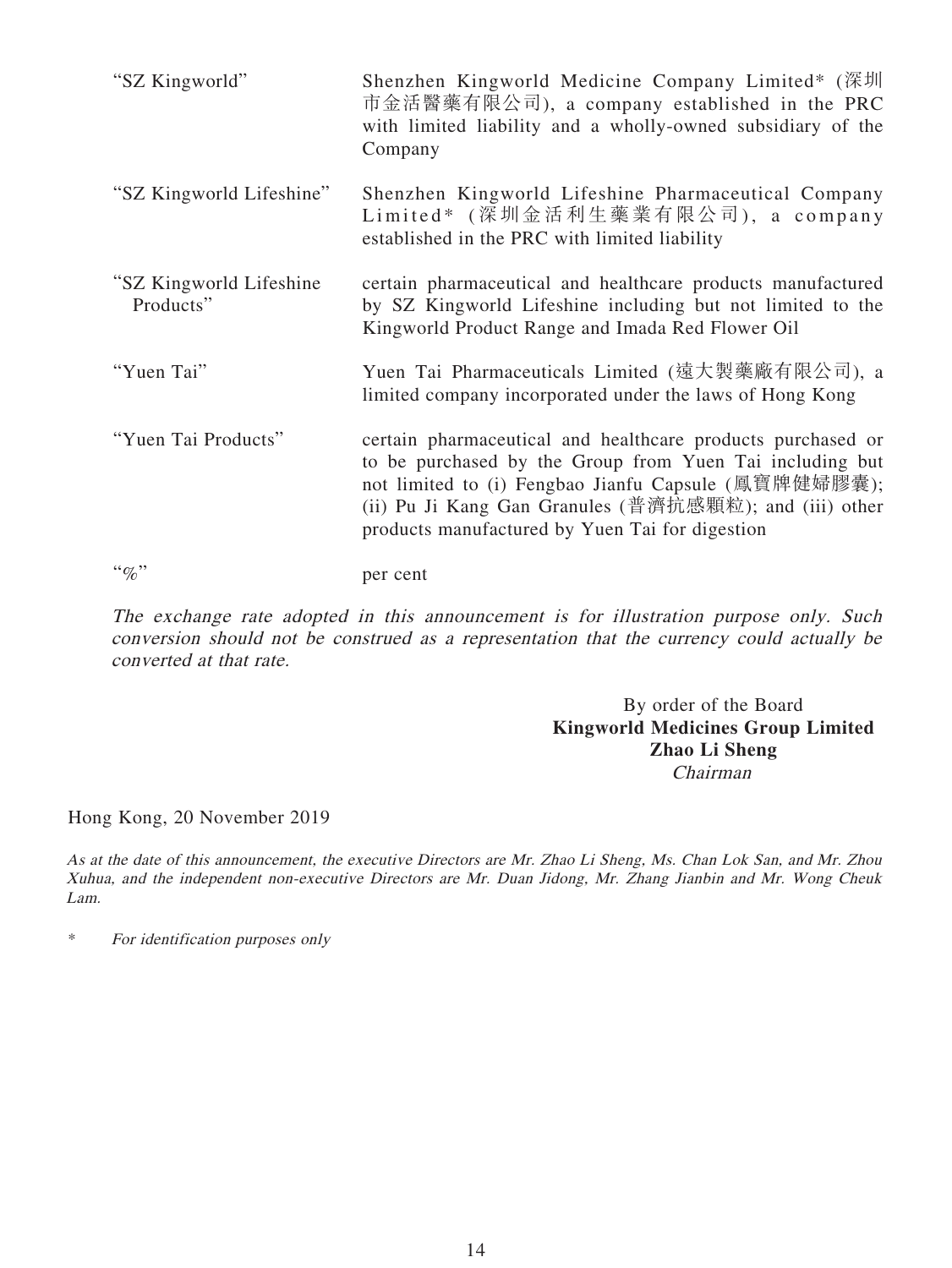| | |
|---|---|
| "SZ Kingworld" | Shenzhen Kingworld Medicine Company Limited* (深圳市金活醫藥有限公司), a company established in the PRC with limited liability and a wholly-owned subsidiary of the Company |
| "SZ Kingworld Lifeshine" | Shenzhen Kingworld Lifeshine Pharmaceutical Company Limited* (深圳金活利生藥業有限公司), a company established in the PRC with limited liability |
| "SZ Kingworld Lifeshine Products" | certain pharmaceutical and healthcare products manufactured by SZ Kingworld Lifeshine including but not limited to the Kingworld Product Range and Imada Red Flower Oil |
| "Yuen Tai" | Yuen Tai Pharmaceuticals Limited (遠大製藥廠有限公司), a limited company incorporated under the laws of Hong Kong |
| "Yuen Tai Products" | certain pharmaceutical and healthcare products purchased or to be purchased by the Group from Yuen Tai including but not limited to (i) Fengbao Jianfu Capsule (鳳寶牌健婦膠囊); (ii) Pu Ji Kang Gan Granules (普濟抗感顆粒); and (iii) other products manufactured by Yuen Tai for digestion |
| "%" | per cent |

*The exchange rate adopted in this announcement is for illustration purpose only. Such conversion should not be construed as a representation that the currency could actually be converted at that rate.*

By order of the Board
**Kingworld Medicines Group Limited**
**Zhao Li Sheng**
*Chairman*

Hong Kong, 20 November 2019

*As at the date of this announcement, the executive Directors are Mr. Zhao Li Sheng, Ms. Chan Lok San, and Mr. Zhou Xuhua, and the independent non-executive Directors are Mr. Duan Jidong, Mr. Zhang Jianbin and Mr. Wong Cheuk Lam.*

\* *For identification purposes only*